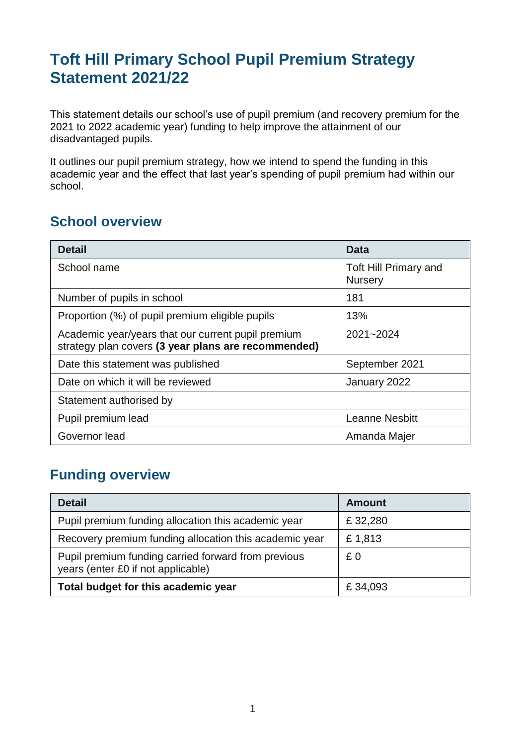# Toft Hill Primary School Pupil Premium Strategy Statement 2021/22

This statement details our school's use of pupil premium (and recovery premium for the 2021 to 2022 academic year) funding to help improve the attainment of our disadvantaged pupils.

It outlines our pupil premium strategy, how we intend to spend the funding in this academic year and the effect that last year's spending of pupil premium had within our school.

## School overview

| Detail | Data |
|---|---|
| School name | Toft Hill Primary and Nursery |
| Number of pupils in school | 181 |
| Proportion (%) of pupil premium eligible pupils | 13% |
| Academic year/years that our current pupil premium strategy plan covers **(3 year plans are recommended)** | 2021~2024 |
| Date this statement was published | September 2021 |
| Date on which it will be reviewed | January 2022 |
| Statement authorised by | |
| Pupil premium lead | Leanne Nesbitt |
| Governor lead | Amanda Majer |

## Funding overview

| Detail | Amount |
|---|---|
| Pupil premium funding allocation this academic year | £ 32,280 |
| Recovery premium funding allocation this academic year | £ 1,813 |
| Pupil premium funding carried forward from previous years (enter £0 if not applicable) | £ 0 |
| **Total budget for this academic year** | £ 34,093 |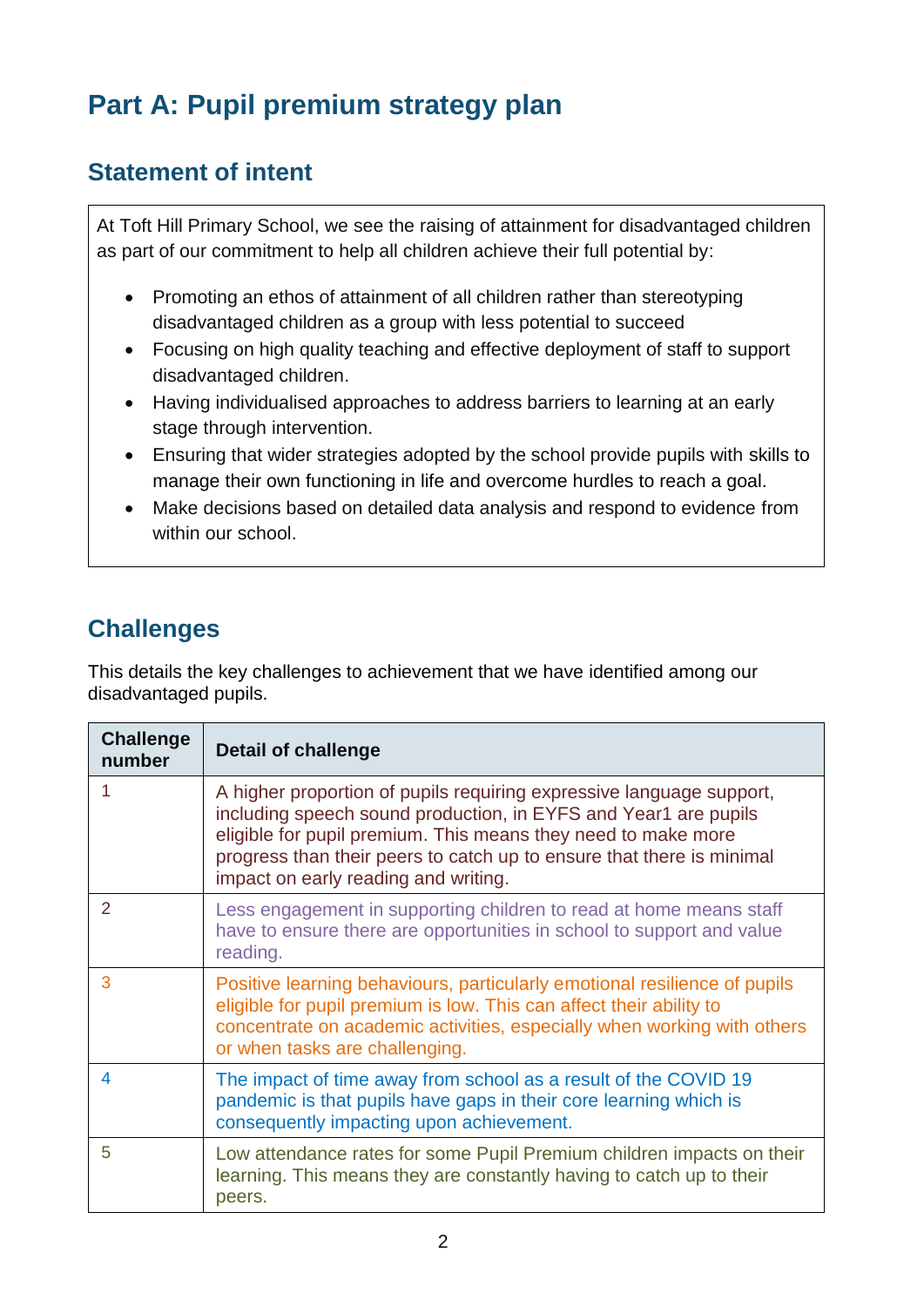# Part A: Pupil premium strategy plan

## Statement of intent

At Toft Hill Primary School, we see the raising of attainment for disadvantaged children as part of our commitment to help all children achieve their full potential by:

- Promoting an ethos of attainment of all children rather than stereotyping disadvantaged children as a group with less potential to succeed
- Focusing on high quality teaching and effective deployment of staff to support disadvantaged children.
- Having individualised approaches to address barriers to learning at an early stage through intervention.
- Ensuring that wider strategies adopted by the school provide pupils with skills to manage their own functioning in life and overcome hurdles to reach a goal.
- Make decisions based on detailed data analysis and respond to evidence from within our school.

## Challenges

This details the key challenges to achievement that we have identified among our disadvantaged pupils.

| Challenge number | Detail of challenge |
|---|---|
| 1 | A higher proportion of pupils requiring expressive language support, including speech sound production, in EYFS and Year1 are pupils eligible for pupil premium. This means they need to make more progress than their peers to catch up to ensure that there is minimal impact on early reading and writing. |
| 2 | Less engagement in supporting children to read at home means staff have to ensure there are opportunities in school to support and value reading. |
| 3 | Positive learning behaviours, particularly emotional resilience of pupils eligible for pupil premium is low. This can affect their ability to concentrate on academic activities, especially when working with others or when tasks are challenging. |
| 4 | The impact of time away from school as a result of the COVID 19 pandemic is that pupils have gaps in their core learning which is consequently impacting upon achievement. |
| 5 | Low attendance rates for some Pupil Premium children impacts on their learning. This means they are constantly having to catch up to their peers. |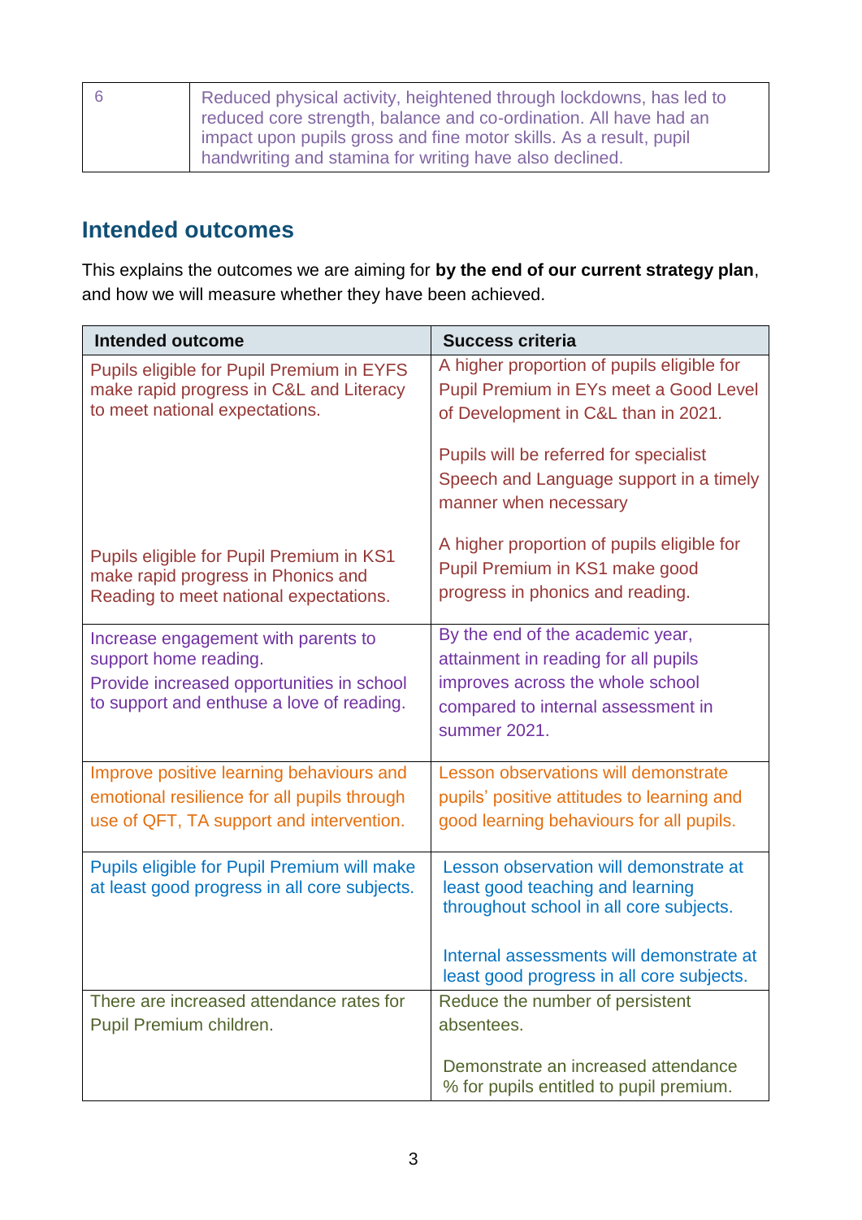| 6 | Reduced physical activity, heightened through lockdowns, has led to reduced core strength, balance and co-ordination. All have had an impact upon pupils gross and fine motor skills. As a result, pupil handwriting and stamina for writing have also declined. |
|---|---|

## Intended outcomes

This explains the outcomes we are aiming for **by the end of our current strategy plan**, and how we will measure whether they have been achieved.

| Intended outcome | Success criteria |
|---|---|
| Pupils eligible for Pupil Premium in EYFS make rapid progress in C&L and Literacy to meet national expectations. | A higher proportion of pupils eligible for Pupil Premium in EYs meet a Good Level of Development in C&L than in 2021.<br><br>Pupils will be referred for specialist Speech and Language support in a timely manner when necessary |
| Pupils eligible for Pupil Premium in KS1 make rapid progress in Phonics and Reading to meet national expectations. | A higher proportion of pupils eligible for Pupil Premium in KS1 make good progress in phonics and reading. |
| Increase engagement with parents to support home reading.<br>Provide increased opportunities in school to support and enthuse a love of reading. | By the end of the academic year, attainment in reading for all pupils improves across the whole school compared to internal assessment in summer 2021. |
| Improve positive learning behaviours and emotional resilience for all pupils through use of QFT, TA support and intervention. | Lesson observations will demonstrate pupils' positive attitudes to learning and good learning behaviours for all pupils. |
| Pupils eligible for Pupil Premium will make at least good progress in all core subjects. | Lesson observation will demonstrate at least good teaching and learning throughout school in all core subjects.<br><br>Internal assessments will demonstrate at least good progress in all core subjects. |
| There are increased attendance rates for Pupil Premium children. | Reduce the number of persistent absentees.<br><br>Demonstrate an increased attendance % for pupils entitled to pupil premium. |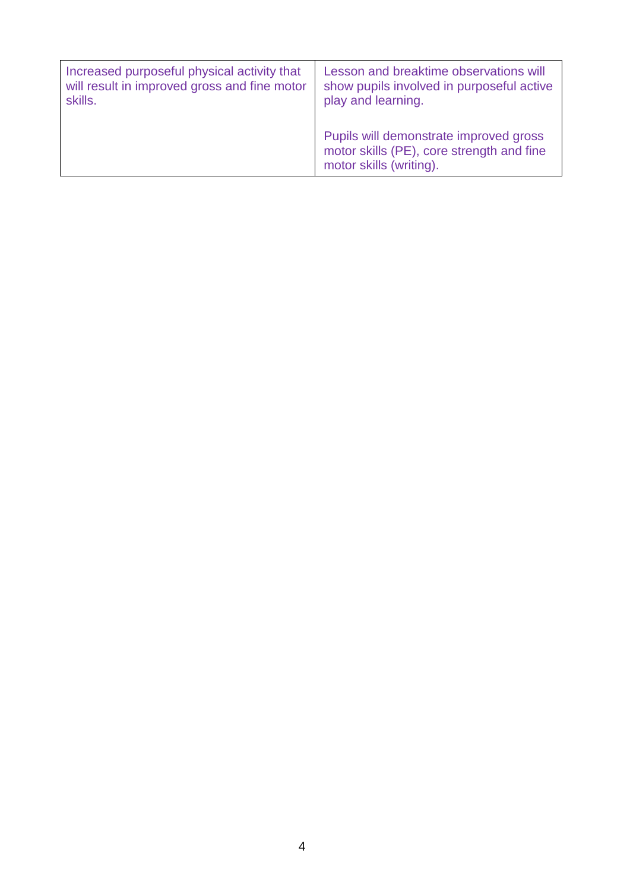| | |
|---|---|
| Increased purposeful physical activity that will result in improved gross and fine motor skills. | Lesson and breaktime observations will show pupils involved in purposeful active play and learning.<br><br>Pupils will demonstrate improved gross motor skills (PE), core strength and fine motor skills (writing). |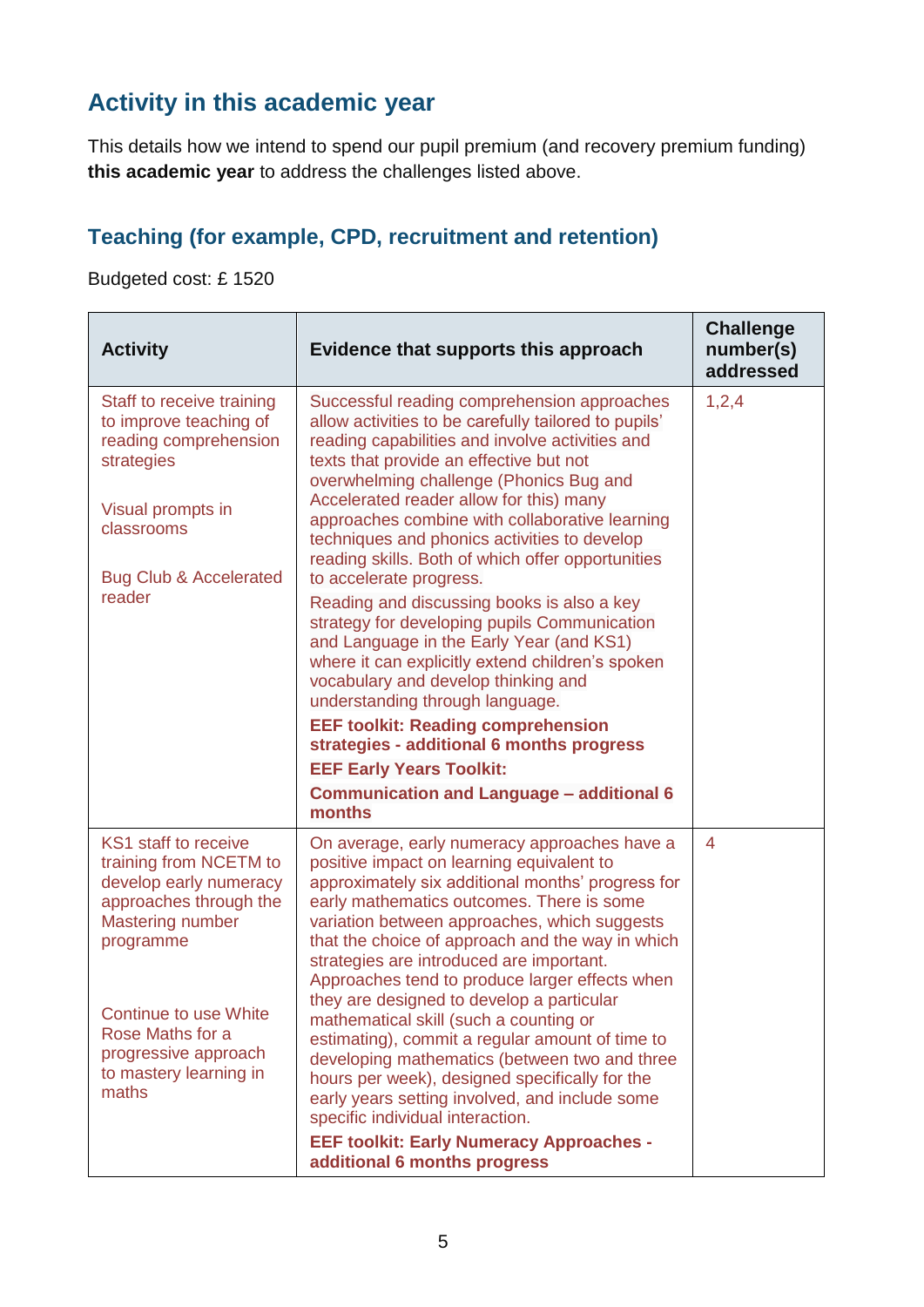## Activity in this academic year

This details how we intend to spend our pupil premium (and recovery premium funding) **this academic year** to address the challenges listed above.

### Teaching (for example, CPD, recruitment and retention)

Budgeted cost: £ 1520

| Activity | Evidence that supports this approach | Challenge number(s) addressed |
|---|---|---|
| Staff to receive training to improve teaching of reading comprehension strategies<br><br>Visual prompts in classrooms<br><br>Bug Club & Accelerated reader | Successful reading comprehension approaches allow activities to be carefully tailored to pupils' reading capabilities and involve activities and texts that provide an effective but not overwhelming challenge (Phonics Bug and Accelerated reader allow for this) many approaches combine with collaborative learning techniques and phonics activities to develop reading skills. Both of which offer opportunities to accelerate progress.<br><br>Reading and discussing books is also a key strategy for developing pupils Communication and Language in the Early Year (and KS1) where it can explicitly extend children's spoken vocabulary and develop thinking and understanding through language.<br><br>**EEF toolkit: Reading comprehension strategies - additional 6 months progress**<br><br>**EEF Early Years Toolkit:**<br><br>**Communication and Language – additional 6 months** | 1,2,4 |
| KS1 staff to receive training from NCETM to develop early numeracy approaches through the Mastering number programme<br><br>Continue to use White Rose Maths for a progressive approach to mastery learning in maths | On average, early numeracy approaches have a positive impact on learning equivalent to approximately six additional months' progress for early mathematics outcomes. There is some variation between approaches, which suggests that the choice of approach and the way in which strategies are introduced are important. Approaches tend to produce larger effects when they are designed to develop a particular mathematical skill (such a counting or estimating), commit a regular amount of time to developing mathematics (between two and three hours per week), designed specifically for the early years setting involved, and include some specific individual interaction.<br><br>**EEF toolkit: Early Numeracy Approaches - additional 6 months progress** | 4 |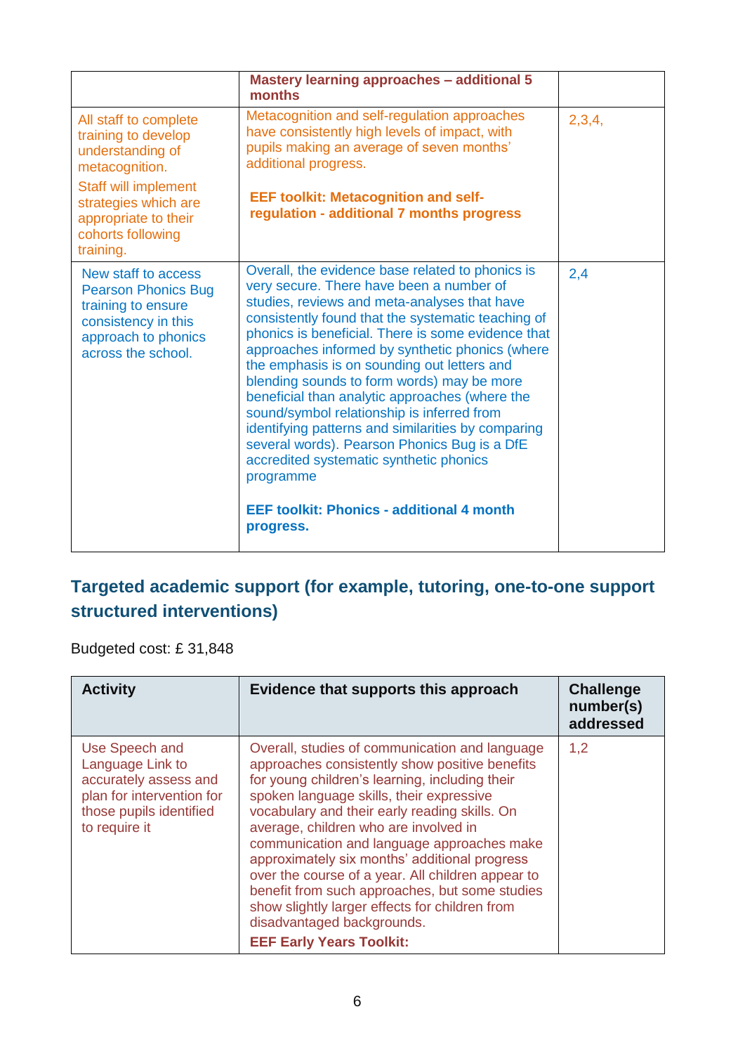| | | |
|---|---|---|
| | **Mastery learning approaches – additional 5 months** | |
| All staff to complete training to develop understanding of metacognition.<br><br>Staff will implement strategies which are appropriate to their cohorts following training. | Metacognition and self-regulation approaches have consistently high levels of impact, with pupils making an average of seven months' additional progress.<br><br>**EEF toolkit: Metacognition and self-regulation - additional 7 months progress** | 2,3,4, |
| New staff to access Pearson Phonics Bug training to ensure consistency in this approach to phonics across the school. | Overall, the evidence base related to phonics is very secure. There have been a number of studies, reviews and meta-analyses that have consistently found that the systematic teaching of phonics is beneficial. There is some evidence that approaches informed by synthetic phonics (where the emphasis is on sounding out letters and blending sounds to form words) may be more beneficial than analytic approaches (where the sound/symbol relationship is inferred from identifying patterns and similarities by comparing several words). Pearson Phonics Bug is a DfE accredited systematic synthetic phonics programme<br><br>**EEF toolkit: Phonics - additional 4 month progress.** | 2,4 |

## Targeted academic support (for example, tutoring, one-to-one support structured interventions)

Budgeted cost: £ 31,848

| Activity | Evidence that supports this approach | Challenge number(s) addressed |
|---|---|---|
| Use Speech and Language Link to accurately assess and plan for intervention for those pupils identified to require it | Overall, studies of communication and language approaches consistently show positive benefits for young children's learning, including their spoken language skills, their expressive vocabulary and their early reading skills. On average, children who are involved in communication and language approaches make approximately six months' additional progress over the course of a year. All children appear to benefit from such approaches, but some studies show slightly larger effects for children from disadvantaged backgrounds.<br>**EEF Early Years Toolkit:** | 1,2 |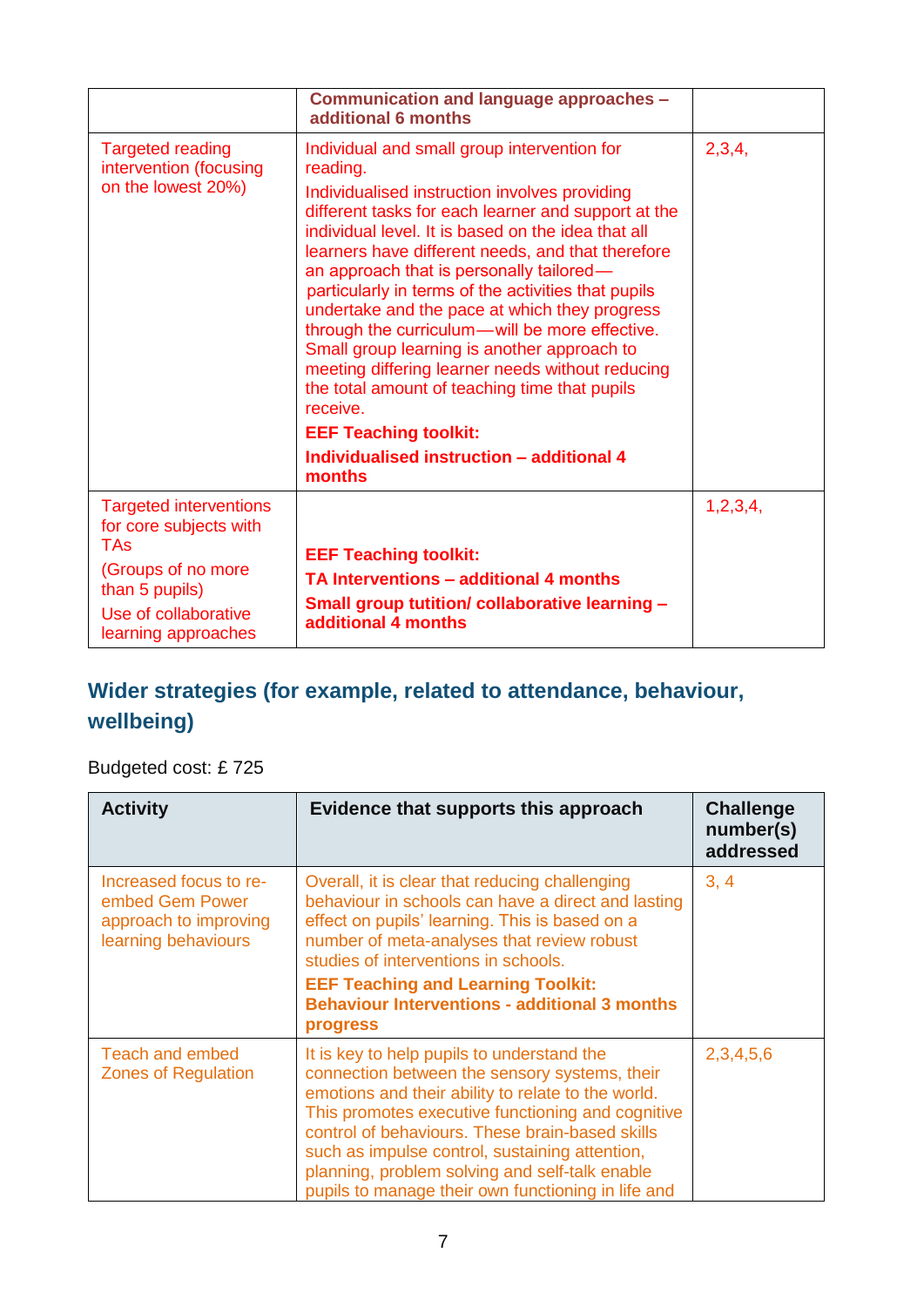| | **Communication and language approaches – additional 6 months** | |
|---|---|---|
| Targeted reading intervention (focusing on the lowest 20%) | Individual and small group intervention for reading.<br>Individualised instruction involves providing different tasks for each learner and support at the individual level. It is based on the idea that all learners have different needs, and that therefore an approach that is personally tailored—particularly in terms of the activities that pupils undertake and the pace at which they progress through the curriculum—will be more effective. Small group learning is another approach to meeting differing learner needs without reducing the total amount of teaching time that pupils receive.<br>**EEF Teaching toolkit:**<br>**Individualised instruction – additional 4 months** | 2,3,4, |
| Targeted interventions for core subjects with TAs<br>(Groups of no more than 5 pupils)<br>Use of collaborative learning approaches | **EEF Teaching toolkit:**<br>**TA Interventions – additional 4 months**<br>**Small group tuition/ collaborative learning – additional 4 months** | 1,2,3,4, |

## Wider strategies (for example, related to attendance, behaviour, wellbeing)

Budgeted cost: £ 725

| Activity | Evidence that supports this approach | Challenge number(s) addressed |
|---|---|---|
| Increased focus to re-embed Gem Power approach to improving learning behaviours | Overall, it is clear that reducing challenging behaviour in schools can have a direct and lasting effect on pupils' learning. This is based on a number of meta-analyses that review robust studies of interventions in schools.<br>**EEF Teaching and Learning Toolkit: Behaviour Interventions - additional 3 months progress** | 3, 4 |
| Teach and embed Zones of Regulation | It is key to help pupils to understand the connection between the sensory systems, their emotions and their ability to relate to the world. This promotes executive functioning and cognitive control of behaviours. These brain-based skills such as impulse control, sustaining attention, planning, problem solving and self-talk enable pupils to manage their own functioning in life and | 2,3,4,5,6 |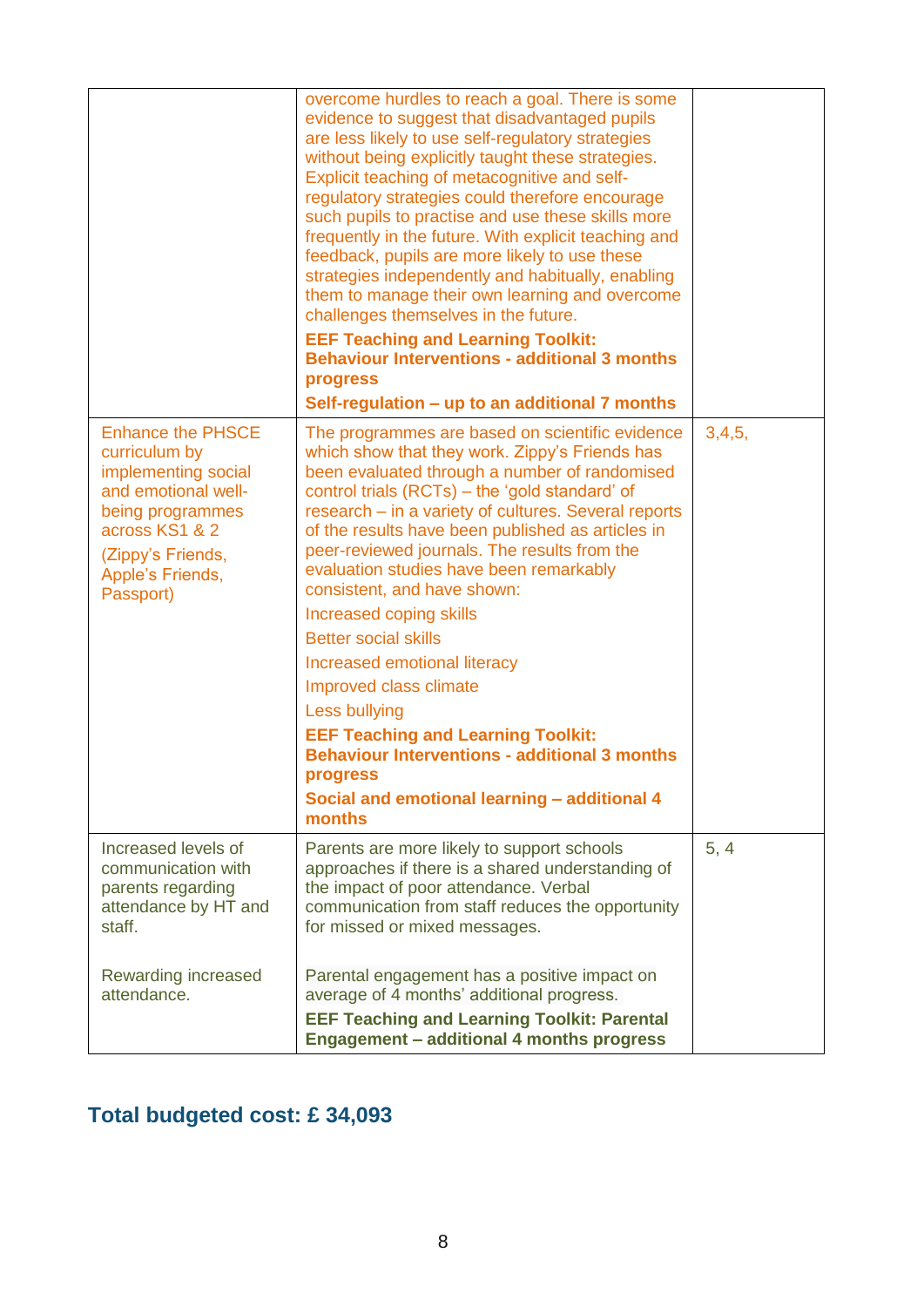| | | |
|---|---|---|
| | overcome hurdles to reach a goal. There is some evidence to suggest that disadvantaged pupils are less likely to use self-regulatory strategies without being explicitly taught these strategies. Explicit teaching of metacognitive and self-regulatory strategies could therefore encourage such pupils to practise and use these skills more frequently in the future. With explicit teaching and feedback, pupils are more likely to use these strategies independently and habitually, enabling them to manage their own learning and overcome challenges themselves in the future.<br>**EEF Teaching and Learning Toolkit: Behaviour Interventions - additional 3 months progress**<br>**Self-regulation – up to an additional 7 months** | |
| Enhance the PHSCE curriculum by implementing social and emotional well-being programmes across KS1 & 2<br>(Zippy's Friends, Apple's Friends, Passport) | The programmes are based on scientific evidence which show that they work. Zippy's Friends has been evaluated through a number of randomised control trials (RCTs) – the 'gold standard' of research – in a variety of cultures. Several reports of the results have been published as articles in peer-reviewed journals. The results from the evaluation studies have been remarkably consistent, and have shown:<br>Increased coping skills<br>Better social skills<br>Increased emotional literacy<br>Improved class climate<br>Less bullying<br>**EEF Teaching and Learning Toolkit: Behaviour Interventions - additional 3 months progress**<br>**Social and emotional learning – additional 4 months** | 3,4,5, |
| Increased levels of communication with parents regarding attendance by HT and staff.<br><br>Rewarding increased attendance. | Parents are more likely to support schools approaches if there is a shared understanding of the impact of poor attendance. Verbal communication from staff reduces the opportunity for missed or mixed messages.<br><br>Parental engagement has a positive impact on average of 4 months' additional progress.<br>**EEF Teaching and Learning Toolkit: Parental Engagement – additional 4 months progress** | 5, 4 |

## Total budgeted cost: £ 34,093